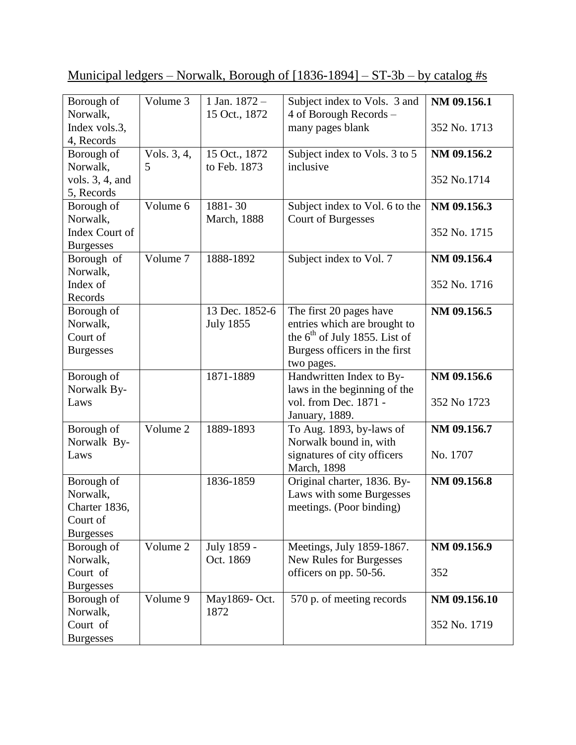Municipal ledgers – Norwalk, Borough of [1836-1894] – ST-3b – by catalog #s

| | | | | |
|---|---|---|---|---|
| Borough of Norwalk, Index vols.3, 4, Records | Volume 3 | 1 Jan. 1872 – 15 Oct., 1872 | Subject index to Vols. 3 and 4 of Borough Records – many pages blank | **NM 09.156.1** 352 No. 1713 |
| Borough of Norwalk, vols. 3, 4, and 5, Records | Vols. 3, 4, 5 | 15 Oct., 1872 to Feb. 1873 | Subject index to Vols. 3 to 5 inclusive | **NM 09.156.2** 352 No.1714 |
| Borough of Norwalk, Index Court of Burgesses | Volume 6 | 1881- 30 March, 1888 | Subject index to Vol. 6 to the Court of Burgesses | **NM 09.156.3** 352 No. 1715 |
| Borough of Norwalk, Index of Records | Volume 7 | 1888-1892 | Subject index to Vol. 7 | **NM 09.156.4** 352 No. 1716 |
| Borough of Norwalk, Court of Burgesses | | 13 Dec. 1852-6 July 1855 | The first 20 pages have entries which are brought to the 6th of July 1855. List of Burgess officers in the first two pages. | **NM 09.156.5** |
| Borough of Norwalk By-Laws | | 1871-1889 | Handwritten Index to By-laws in the beginning of the vol. from Dec. 1871 - January, 1889. | **NM 09.156.6** 352 No 1723 |
| Borough of Norwalk By-Laws | Volume 2 | 1889-1893 | To Aug. 1893, by-laws of Norwalk bound in, with signatures of city officers March, 1898 | **NM 09.156.7** No. 1707 |
| Borough of Norwalk, Charter 1836, Court of Burgesses | | 1836-1859 | Original charter, 1836. By-Laws with some Burgesses meetings. (Poor binding) | **NM 09.156.8** |
| Borough of Norwalk, Court of Burgesses | Volume 2 | July 1859 - Oct. 1869 | Meetings, July 1859-1867. New Rules for Burgesses officers on pp. 50-56. | **NM 09.156.9** 352 |
| Borough of Norwalk, Court of Burgesses | Volume 9 | May1869- Oct. 1872 | 570 p. of meeting records | **NM 09.156.10** 352 No. 1719 |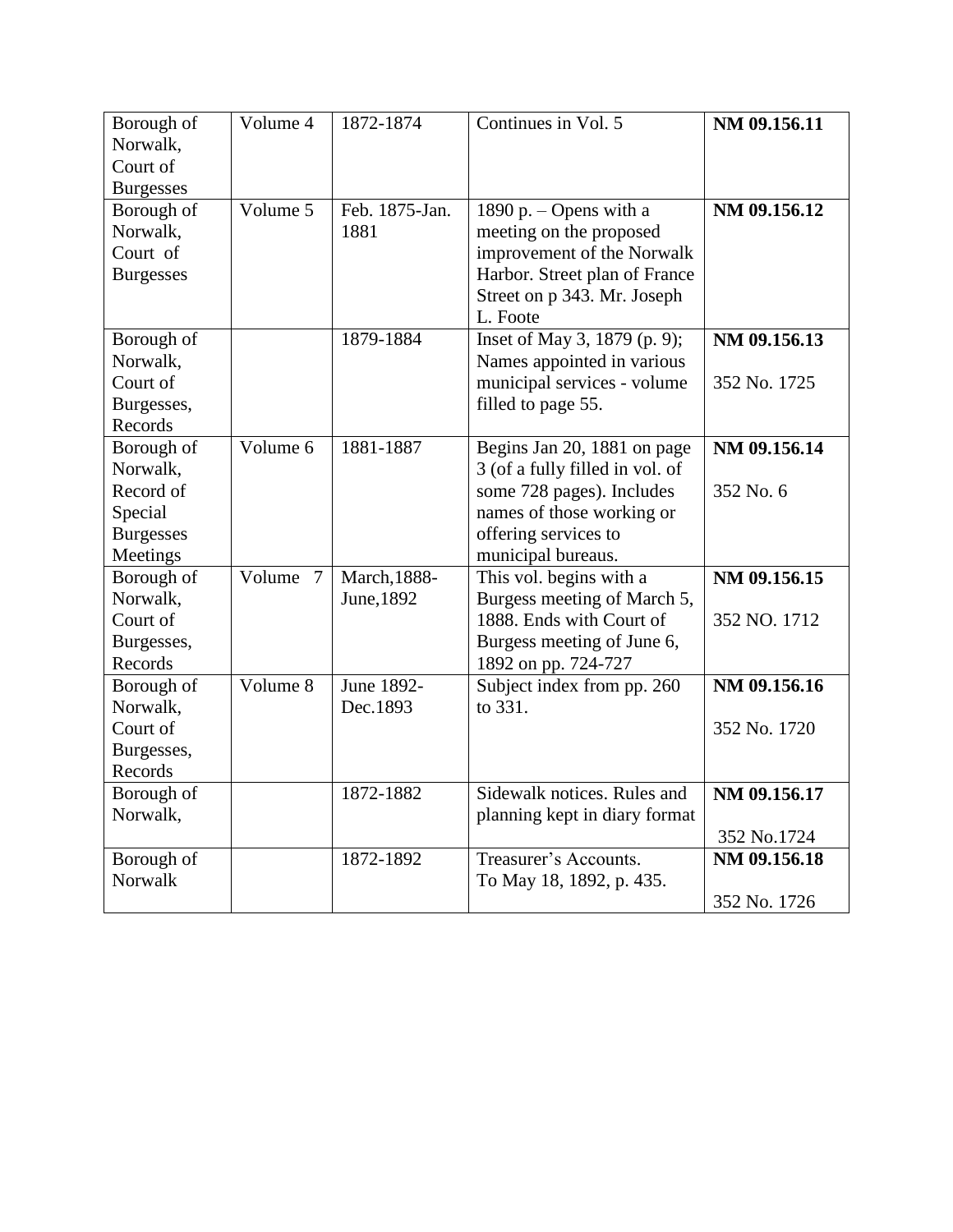| | | | | |
|---|---|---|---|---|
| Borough of Norwalk, Court of Burgesses | Volume 4 | 1872-1874 | Continues in Vol. 5 | **NM 09.156.11** |
| Borough of Norwalk, Court of Burgesses | Volume 5 | Feb. 1875-Jan. 1881 | 1890 p. – Opens with a meeting on the proposed improvement of the Norwalk Harbor. Street plan of France Street on p 343. Mr. Joseph L. Foote | **NM 09.156.12** |
| Borough of Norwalk, Court of Burgesses, Records | | 1879-1884 | Inset of May 3, 1879 (p. 9); Names appointed in various municipal services - volume filled to page 55. | **NM 09.156.13** 352 No. 1725 |
| Borough of Norwalk, Record of Special Burgesses Meetings | Volume 6 | 1881-1887 | Begins Jan 20, 1881 on page 3 (of a fully filled in vol. of some 728 pages). Includes names of those working or offering services to municipal bureaus. | **NM 09.156.14** 352 No. 6 |
| Borough of Norwalk, Court of Burgesses, Records | Volume 7 | March,1888-June,1892 | This vol. begins with a Burgess meeting of March 5, 1888. Ends with Court of Burgess meeting of June 6, 1892 on pp. 724-727 | **NM 09.156.15** 352 NO. 1712 |
| Borough of Norwalk, Court of Burgesses, Records | Volume 8 | June 1892-Dec.1893 | Subject index from pp. 260 to 331. | **NM 09.156.16** 352 No. 1720 |
| Borough of Norwalk, | | 1872-1882 | Sidewalk notices. Rules and planning kept in diary format | **NM 09.156.17** 352 No.1724 |
| Borough of Norwalk | | 1872-1892 | Treasurer's Accounts. To May 18, 1892, p. 435. | **NM 09.156.18** 352 No. 1726 |